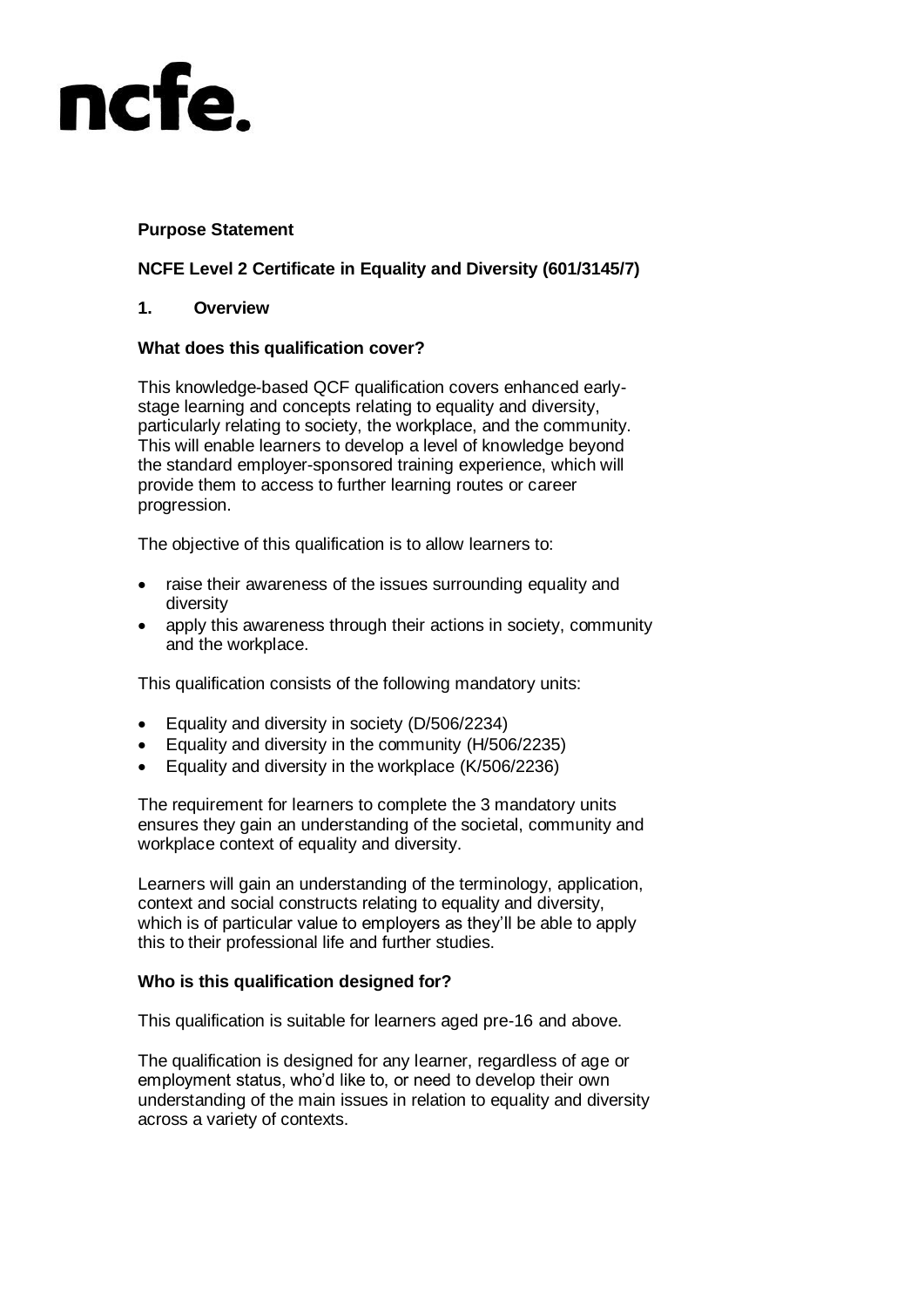ncfe.

**Purpose Statement**

**NCFE Level 2 Certificate in Equality and Diversity (601/3145/7)**

## 1. Overview

### What does this qualification cover?

This knowledge-based QCF qualification covers enhanced early-stage learning and concepts relating to equality and diversity, particularly relating to society, the workplace, and the community. This will enable learners to develop a level of knowledge beyond the standard employer-sponsored training experience, which will provide them to access to further learning routes or career progression.

The objective of this qualification is to allow learners to:

- raise their awareness of the issues surrounding equality and diversity
- apply this awareness through their actions in society, community and the workplace.

This qualification consists of the following mandatory units:

- Equality and diversity in society (D/506/2234)
- Equality and diversity in the community (H/506/2235)
- Equality and diversity in the workplace (K/506/2236)

The requirement for learners to complete the 3 mandatory units ensures they gain an understanding of the societal, community and workplace context of equality and diversity.

Learners will gain an understanding of the terminology, application, context and social constructs relating to equality and diversity, which is of particular value to employers as they'll be able to apply this to their professional life and further studies.

### Who is this qualification designed for?

This qualification is suitable for learners aged pre-16 and above.

The qualification is designed for any learner, regardless of age or employment status, who'd like to, or need to develop their own understanding of the main issues in relation to equality and diversity across a variety of contexts.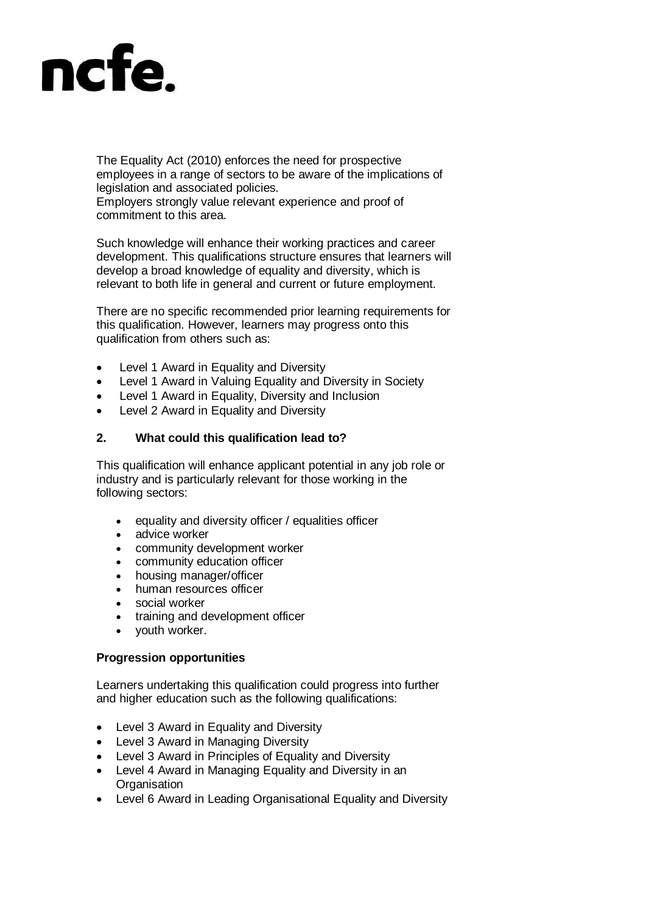The Equality Act (2010) enforces the need for prospective employees in a range of sectors to be aware of the implications of legislation and associated policies.
Employers strongly value relevant experience and proof of commitment to this area.

Such knowledge will enhance their working practices and career development. This qualifications structure ensures that learners will develop a broad knowledge of equality and diversity, which is relevant to both life in general and current or future employment.

There are no specific recommended prior learning requirements for this qualification. However, learners may progress onto this qualification from others such as:

- Level 1 Award in Equality and Diversity
- Level 1 Award in Valuing Equality and Diversity in Society
- Level 1 Award in Equality, Diversity and Inclusion
- Level 2 Award in Equality and Diversity

## 2. What could this qualification lead to?

This qualification will enhance applicant potential in any job role or industry and is particularly relevant for those working in the following sectors:

- equality and diversity officer / equalities officer
- advice worker
- community development worker
- community education officer
- housing manager/officer
- human resources officer
- social worker
- training and development officer
- youth worker.

**Progression opportunities**

Learners undertaking this qualification could progress into further and higher education such as the following qualifications:

- Level 3 Award in Equality and Diversity
- Level 3 Award in Managing Diversity
- Level 3 Award in Principles of Equality and Diversity
- Level 4 Award in Managing Equality and Diversity in an Organisation
- Level 6 Award in Leading Organisational Equality and Diversity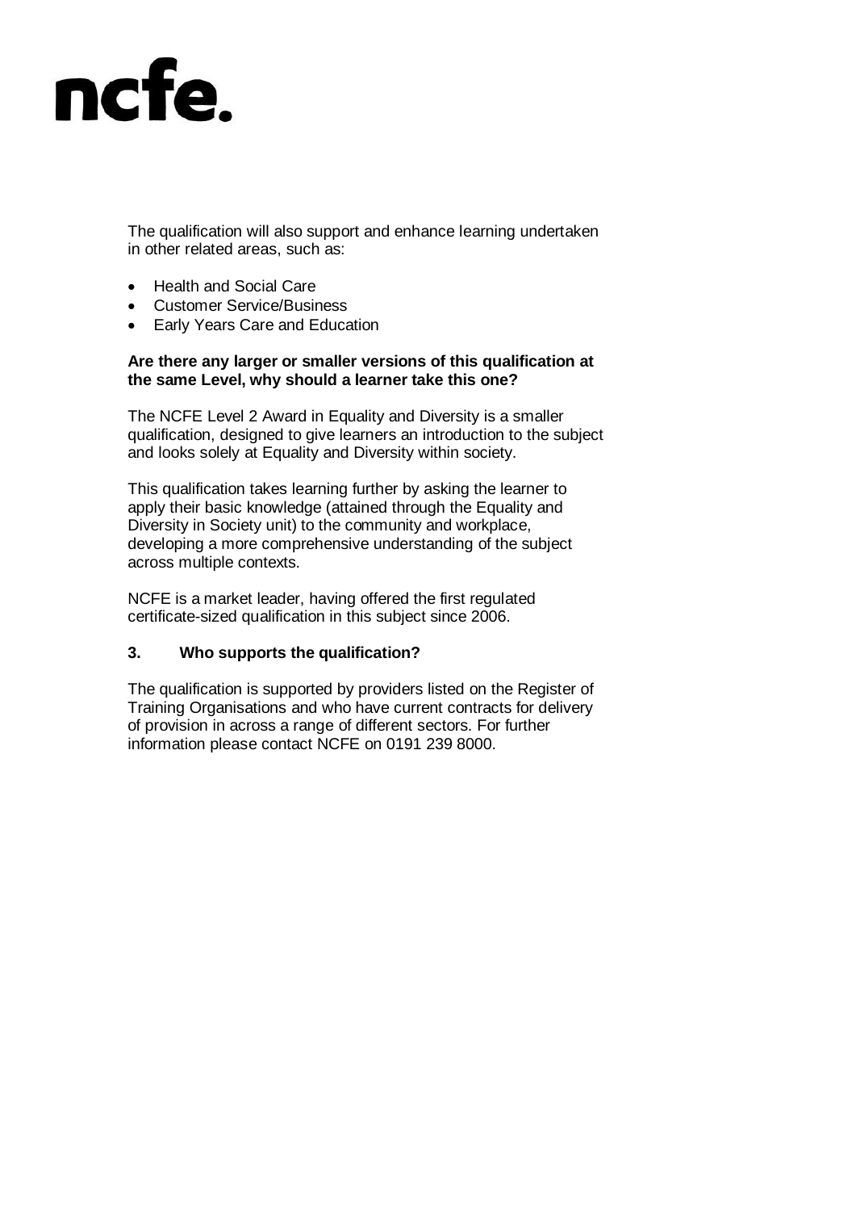The qualification will also support and enhance learning undertaken in other related areas, such as:

- Health and Social Care
- Customer Service/Business
- Early Years Care and Education

**Are there any larger or smaller versions of this qualification at the same Level, why should a learner take this one?**

The NCFE Level 2 Award in Equality and Diversity is a smaller qualification, designed to give learners an introduction to the subject and looks solely at Equality and Diversity within society.

This qualification takes learning further by asking the learner to apply their basic knowledge (attained through the Equality and Diversity in Society unit) to the community and workplace, developing a more comprehensive understanding of the subject across multiple contexts.

NCFE is a market leader, having offered the first regulated certificate-sized qualification in this subject since 2006.

## 3. Who supports the qualification?

The qualification is supported by providers listed on the Register of Training Organisations and who have current contracts for delivery of provision in across a range of different sectors. For further information please contact NCFE on 0191 239 8000.